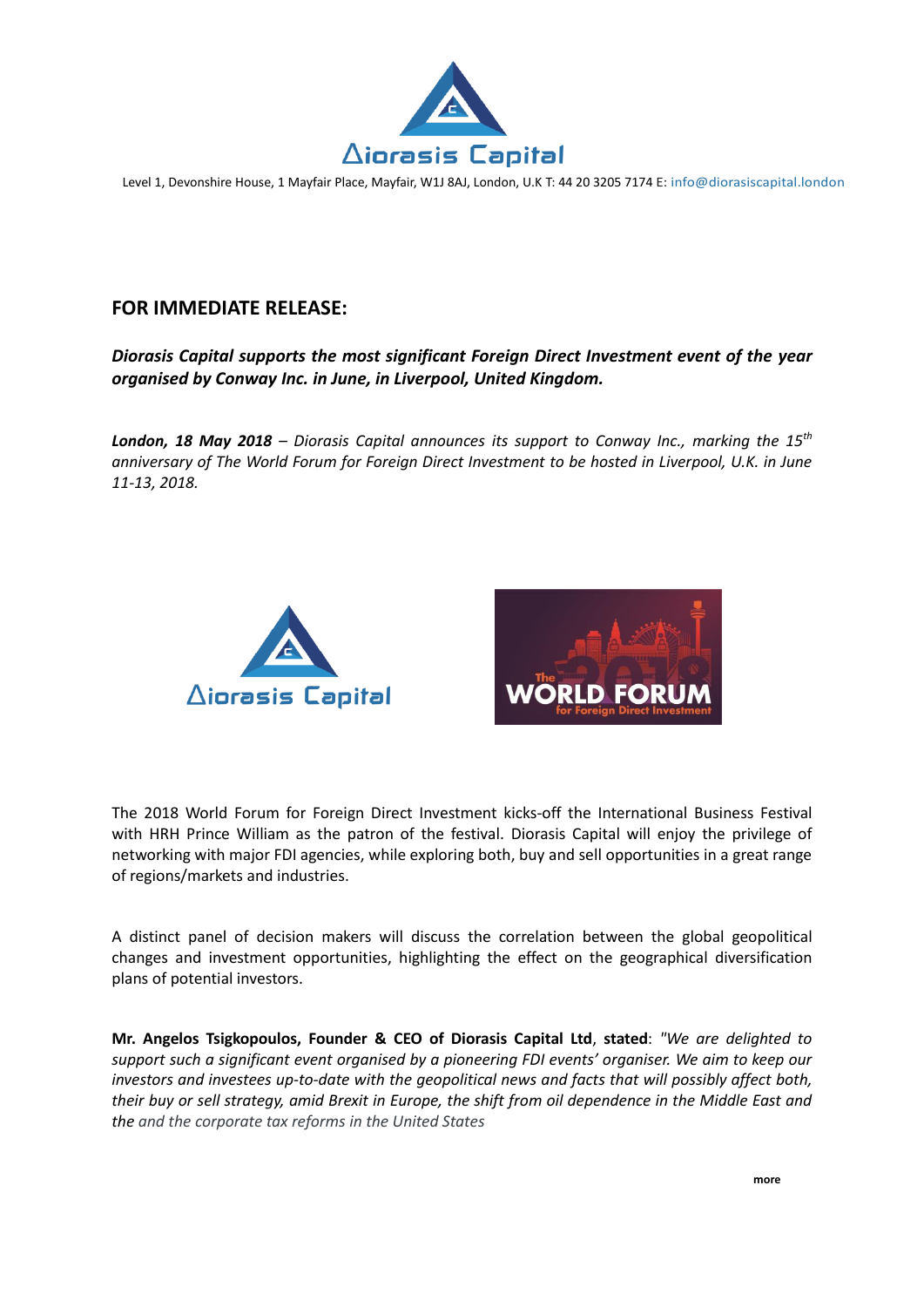Level 1, Devonshire House, 1 Mayfair Place, Mayfair, W1J 8AJ, London, U.K T: 44 20 3205 7174 E: info@diorasiscapital.london

## FOR IMMEDIATE RELEASE:

***Diorasis Capital supports the most significant Foreign Direct Investment event of the year organised by Conway Inc. in June, in Liverpool, United Kingdom.***

***London, 18 May 2018*** *– Diorasis Capital announces its support to Conway Inc., marking the 15th anniversary of The World Forum for Foreign Direct Investment to be hosted in Liverpool, U.K. in June 11-13, 2018.*

The 2018 World Forum for Foreign Direct Investment kicks-off the International Business Festival with HRH Prince William as the patron of the festival. Diorasis Capital will enjoy the privilege of networking with major FDI agencies, while exploring both, buy and sell opportunities in a great range of regions/markets and industries.

A distinct panel of decision makers will discuss the correlation between the global geopolitical changes and investment opportunities, highlighting the effect on the geographical diversification plans of potential investors.

**Mr. Angelos Tsigkopoulos, Founder & CEO of Diorasis Capital Ltd**, **stated**: *"We are delighted to support such a significant event organised by a pioneering FDI events' organiser. We aim to keep our investors and investees up-to-date with the geopolitical news and facts that will possibly affect both, their buy or sell strategy, amid Brexit in Europe, the shift from oil dependence in the Middle East and the and the corporate tax reforms in the United States*

more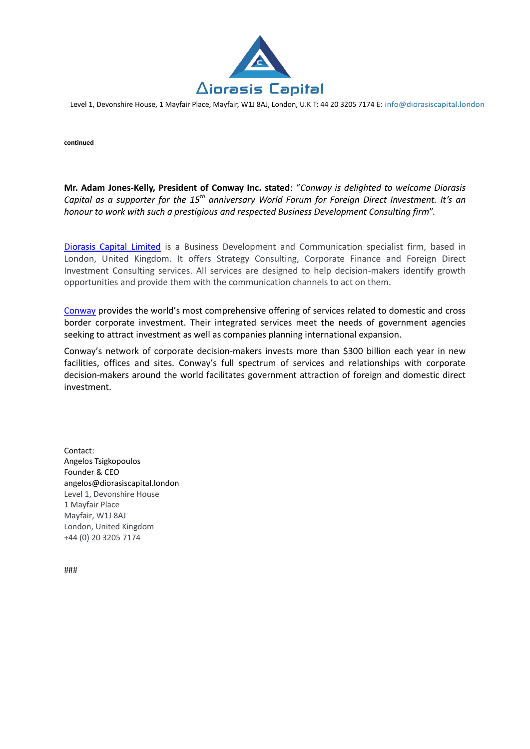**continued**

**Mr. Adam Jones-Kelly, President of Conway Inc. stated**: "*Conway is delighted to welcome Diorasis Capital as a supporter for the 15th anniversary World Forum for Foreign Direct Investment. It's an honour to work with such a prestigious and respected Business Development Consulting firm*".

Diorasis Capital Limited is a Business Development and Communication specialist firm, based in London, United Kingdom. It offers Strategy Consulting, Corporate Finance and Foreign Direct Investment Consulting services. All services are designed to help decision-makers identify growth opportunities and provide them with the communication channels to act on them.

Conway provides the world's most comprehensive offering of services related to domestic and cross border corporate investment. Their integrated services meet the needs of government agencies seeking to attract investment as well as companies planning international expansion.

Conway's network of corporate decision-makers invests more than $300 billion each year in new facilities, offices and sites. Conway's full spectrum of services and relationships with corporate decision-makers around the world facilitates government attraction of foreign and domestic direct investment.

Contact:
Angelos Tsigkopoulos
Founder & CEO
angelos@diorasiscapital.london
Level 1, Devonshire House
1 Mayfair Place
Mayfair, W1J 8AJ
London, United Kingdom
+44 (0) 20 3205 7174

###